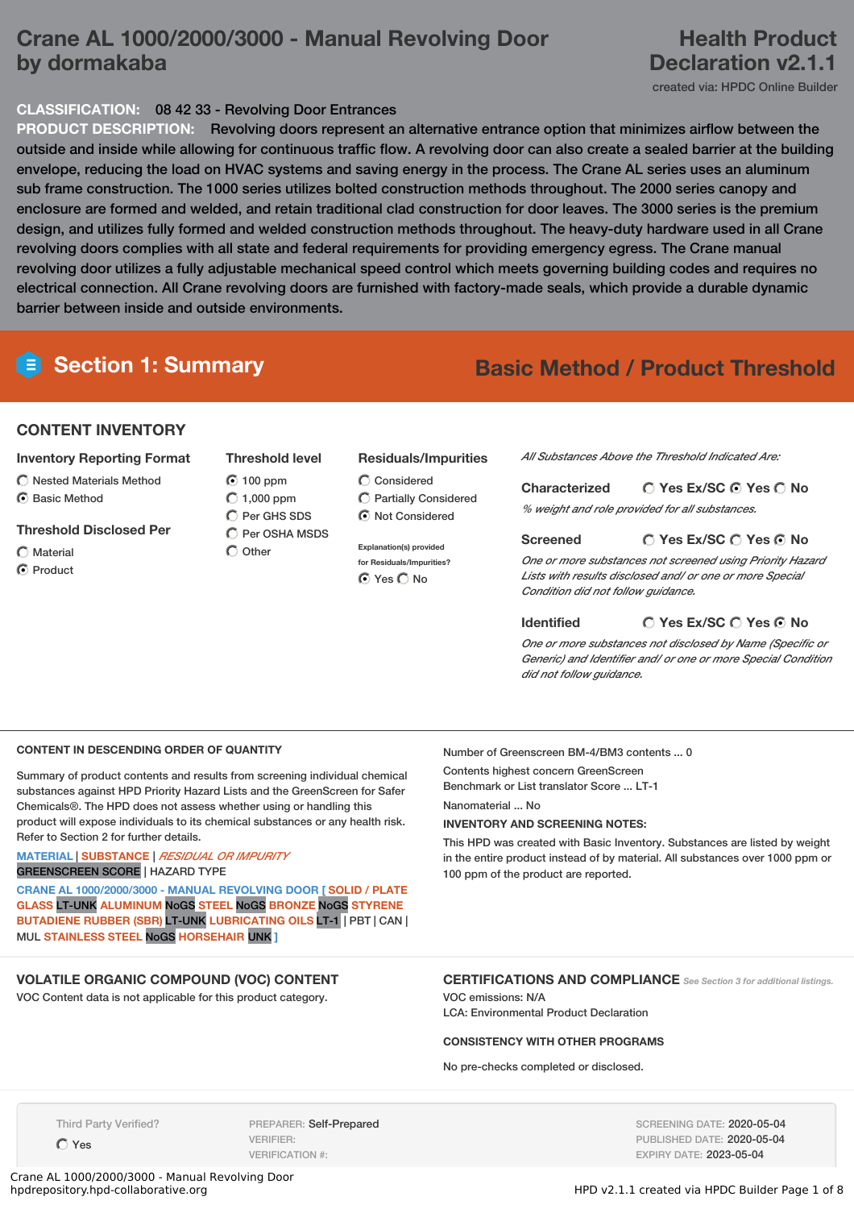# Crane AL 1000/2000/3000 - Manual Revolving Door by dormakaba

**Health Product Declaration v2.1.1**

created via: HPDC Online Builder

**CLASSIFICATION:** 08 42 33 - Revolving Door Entrances

**PRODUCT DESCRIPTION:** Revolving doors represent an alternative entrance option that minimizes airflow between the outside and inside while allowing for continuous traffic flow. A revolving door can also create a sealed barrier at the building envelope, reducing the load on HVAC systems and saving energy in the process. The Crane AL series uses an aluminum sub frame construction. The 1000 series utilizes bolted construction methods throughout. The 2000 series canopy and enclosure are formed and welded, and retain traditional clad construction for door leaves. The 3000 series is the premium design, and utilizes fully formed and welded construction methods throughout. The heavy-duty hardware used in all Crane revolving doors complies with all state and federal requirements for providing emergency egress. The Crane manual revolving door utilizes a fully adjustable mechanical speed control which meets governing building codes and requires no electrical connection. All Crane revolving doors are furnished with factory-made seals, which provide a durable dynamic barrier between inside and outside environments.

## Section 1: Summary

**Basic Method / Product Threshold**

### CONTENT INVENTORY

**Inventory Reporting Format**
- ○ Nested Materials Method
- ● Basic Method

**Threshold Disclosed Per**
- ○ Material
- ● Product

**Threshold level**
- ● 100 ppm
- ○ 1,000 ppm
- ○ Per GHS SDS
- ○ Per OSHA MSDS
- ○ Other

**Residuals/Impurities**
- ○ Considered
- ○ Partially Considered
- ● Not Considered

Explanation(s) provided for Residuals/Impurities?
● Yes ○ No

*All Substances Above the Threshold Indicated Are:*

**Characterized** ○ Yes Ex/SC ● Yes ○ No
*% weight and role provided for all substances.*

**Screened** ○ Yes Ex/SC ○ Yes ● No
*One or more substances not screened using Priority Hazard Lists with results disclosed and/ or one or more Special Condition did not follow guidance.*

**Identified** ○ Yes Ex/SC ○ Yes ● No
*One or more substances not disclosed by Name (Specific or Generic) and Identifier and/ or one or more Special Condition did not follow guidance.*

### CONTENT IN DESCENDING ORDER OF QUANTITY

Summary of product contents and results from screening individual chemical substances against HPD Priority Hazard Lists and the GreenScreen for Safer Chemicals®. The HPD does not assess whether using or handling this product will expose individuals to its chemical substances or any health risk. Refer to Section 2 for further details.

MATERIAL | SUBSTANCE | *RESIDUAL OR IMPURITY*
GREENSCREEN SCORE | HAZARD TYPE

CRANE AL 1000/2000/3000 - MANUAL REVOLVING DOOR [ SOLID / PLATE GLASS LT-UNK ALUMINUM NoGS STEEL NoGS BRONZE NoGS STYRENE BUTADIENE RUBBER (SBR) LT-UNK LUBRICATING OILS LT-1 | PBT | CAN | MUL STAINLESS STEEL NoGS HORSEHAIR UNK ]

Number of Greenscreen BM-4/BM3 contents ... 0

Contents highest concern GreenScreen Benchmark or List translator Score ... LT-1

Nanomaterial ... No

**INVENTORY AND SCREENING NOTES:**

This HPD was created with Basic Inventory. Substances are listed by weight in the entire product instead of by material. All substances over 1000 ppm or 100 ppm of the product are reported.

### VOLATILE ORGANIC COMPOUND (VOC) CONTENT

VOC Content data is not applicable for this product category.

### CERTIFICATIONS AND COMPLIANCE

*See Section 3 for additional listings.*

VOC emissions: N/A
LCA: Environmental Product Declaration

**CONSISTENCY WITH OTHER PROGRAMS**

No pre-checks completed or disclosed.

Third Party Verified?
○ Yes

PREPARER: Self-Prepared
VERIFIER:
VERIFICATION #:

SCREENING DATE: 2020-05-04
PUBLISHED DATE: 2020-05-04
EXPIRY DATE: 2023-05-04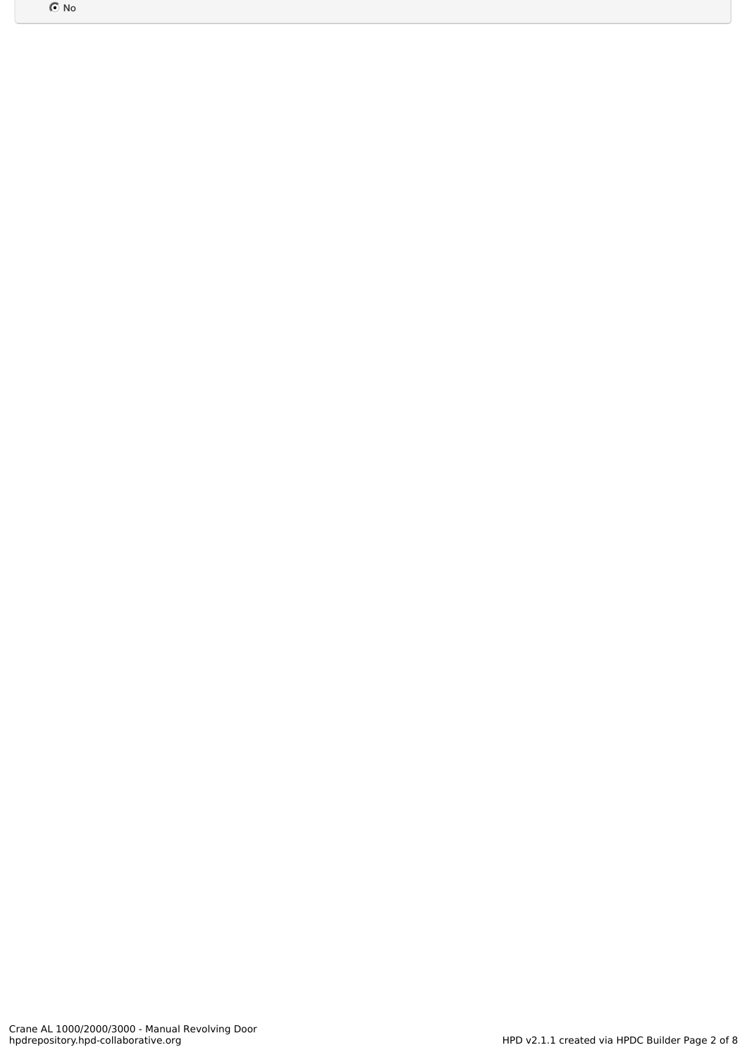◉ No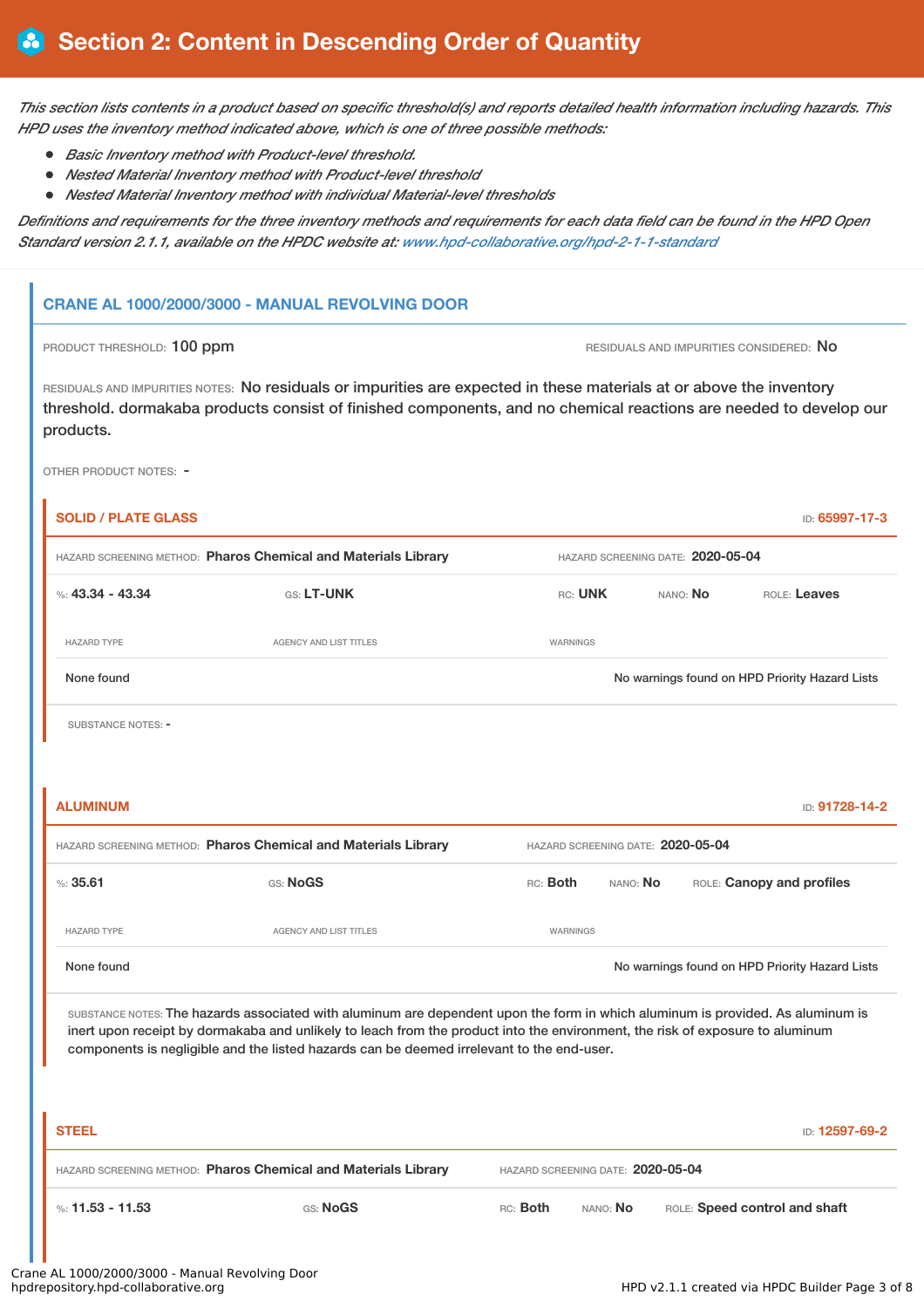# Section 2: Content in Descending Order of Quantity

*This section lists contents in a product based on specific threshold(s) and reports detailed health information including hazards. This HPD uses the inventory method indicated above, which is one of three possible methods:*

- *Basic Inventory method with Product-level threshold.*
- *Nested Material Inventory method with Product-level threshold*
- *Nested Material Inventory method with individual Material-level thresholds*

*Definitions and requirements for the three inventory methods and requirements for each data field can be found in the HPD Open Standard version 2.1.1, available on the HPDC website at: www.hpd-collaborative.org/hpd-2-1-1-standard*

## CRANE AL 1000/2000/3000 - MANUAL REVOLVING DOOR

PRODUCT THRESHOLD: 100 ppm

RESIDUALS AND IMPURITIES CONSIDERED: No

RESIDUALS AND IMPURITIES NOTES: No residuals or impurities are expected in these materials at or above the inventory threshold. dormakaba products consist of finished components, and no chemical reactions are needed to develop our products.

OTHER PRODUCT NOTES: -

### SOLID / PLATE GLASS

ID: 65997-17-3

HAZARD SCREENING METHOD: **Pharos Chemical and Materials Library**

HAZARD SCREENING DATE: **2020-05-04**

%: **43.34 - 43.34** | GS: **LT-UNK** | RC: **UNK** | NANO: **No** | ROLE: **Leaves**

| HAZARD TYPE | AGENCY AND LIST TITLES | WARNINGS |
|---|---|---|
| None found | | No warnings found on HPD Priority Hazard Lists |

SUBSTANCE NOTES: -

### ALUMINUM

ID: 91728-14-2

HAZARD SCREENING METHOD: **Pharos Chemical and Materials Library**

HAZARD SCREENING DATE: **2020-05-04**

%: **35.61** | GS: **NoGS** | RC: **Both** | NANO: **No** | ROLE: **Canopy and profiles**

| HAZARD TYPE | AGENCY AND LIST TITLES | WARNINGS |
|---|---|---|
| None found | | No warnings found on HPD Priority Hazard Lists |

SUBSTANCE NOTES: The hazards associated with aluminum are dependent upon the form in which aluminum is provided. As aluminum is inert upon receipt by dormakaba and unlikely to leach from the product into the environment, the risk of exposure to aluminum components is negligible and the listed hazards can be deemed irrelevant to the end-user.

### STEEL

ID: 12597-69-2

HAZARD SCREENING METHOD: **Pharos Chemical and Materials Library**

HAZARD SCREENING DATE: **2020-05-04**

%: **11.53 - 11.53** | GS: **NoGS** | RC: **Both** | NANO: **No** | ROLE: **Speed control and shaft**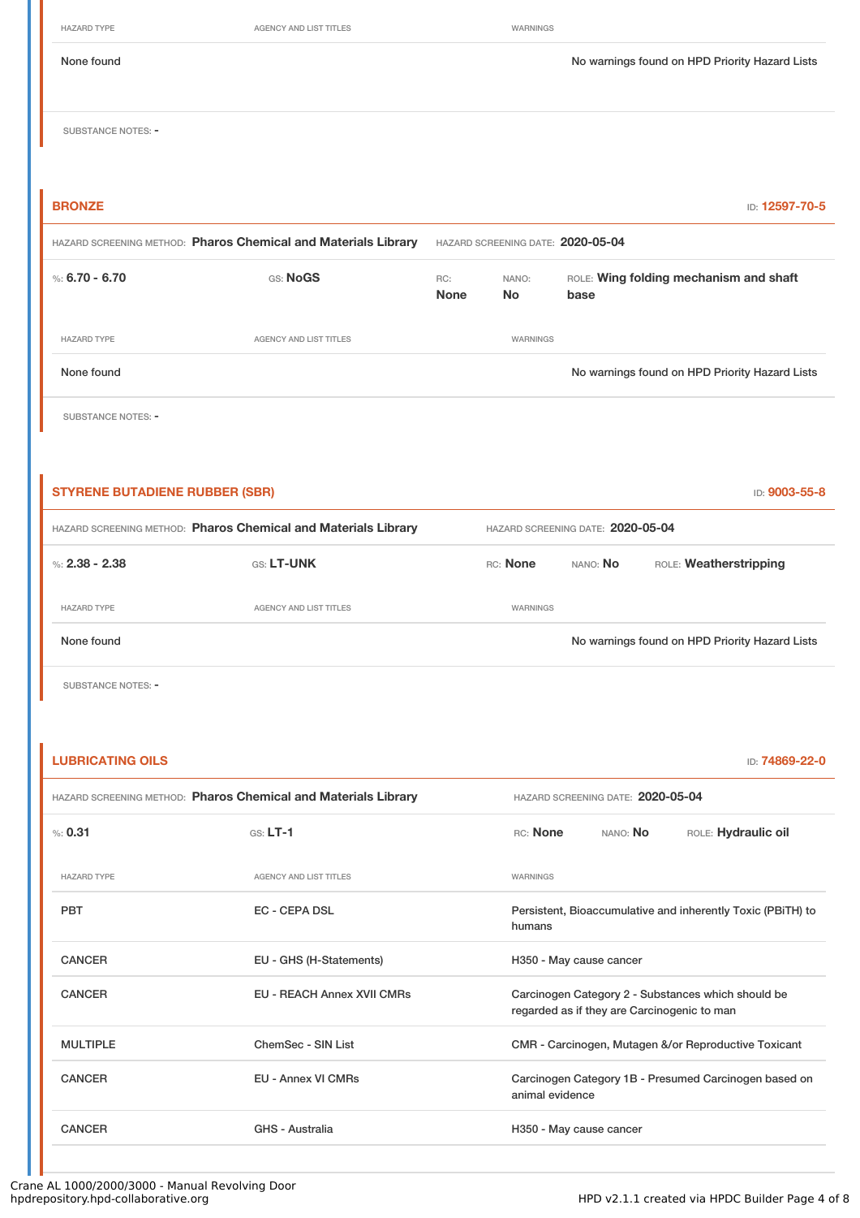| HAZARD TYPE | AGENCY AND LIST TITLES | WARNINGS |
|---|---|---|
| None found | | No warnings found on HPD Priority Hazard Lists |

SUBSTANCE NOTES: -

### BRONZE

ID: 12597-70-5

HAZARD SCREENING METHOD: **Pharos Chemical and Materials Library** HAZARD SCREENING DATE: **2020-05-04**

%: **6.70 - 6.70** GS: **NoGS** RC: **None** NANO: **No** ROLE: **Wing folding mechanism and shaft base**

| HAZARD TYPE | AGENCY AND LIST TITLES | WARNINGS |
|---|---|---|
| None found | | No warnings found on HPD Priority Hazard Lists |

SUBSTANCE NOTES: -

### STYRENE BUTADIENE RUBBER (SBR)

ID: 9003-55-8

HAZARD SCREENING METHOD: **Pharos Chemical and Materials Library** HAZARD SCREENING DATE: **2020-05-04**

%: **2.38 - 2.38** GS: **LT-UNK** RC: **None** NANO: **No** ROLE: **Weatherstripping**

| HAZARD TYPE | AGENCY AND LIST TITLES | WARNINGS |
|---|---|---|
| None found | | No warnings found on HPD Priority Hazard Lists |

SUBSTANCE NOTES: -

### LUBRICATING OILS

ID: 74869-22-0

HAZARD SCREENING METHOD: **Pharos Chemical and Materials Library** HAZARD SCREENING DATE: **2020-05-04**

%: **0.31** GS: **LT-1** RC: **None** NANO: **No** ROLE: **Hydraulic oil**

| HAZARD TYPE | AGENCY AND LIST TITLES | WARNINGS |
|---|---|---|
| PBT | EC - CEPA DSL | Persistent, Bioaccumulative and inherently Toxic (PBiTH) to humans |
| CANCER | EU - GHS (H-Statements) | H350 - May cause cancer |
| CANCER | EU - REACH Annex XVII CMRs | Carcinogen Category 2 - Substances which should be regarded as if they are Carcinogenic to man |
| MULTIPLE | ChemSec - SIN List | CMR - Carcinogen, Mutagen &/or Reproductive Toxicant |
| CANCER | EU - Annex VI CMRs | Carcinogen Category 1B - Presumed Carcinogen based on animal evidence |
| CANCER | GHS - Australia | H350 - May cause cancer |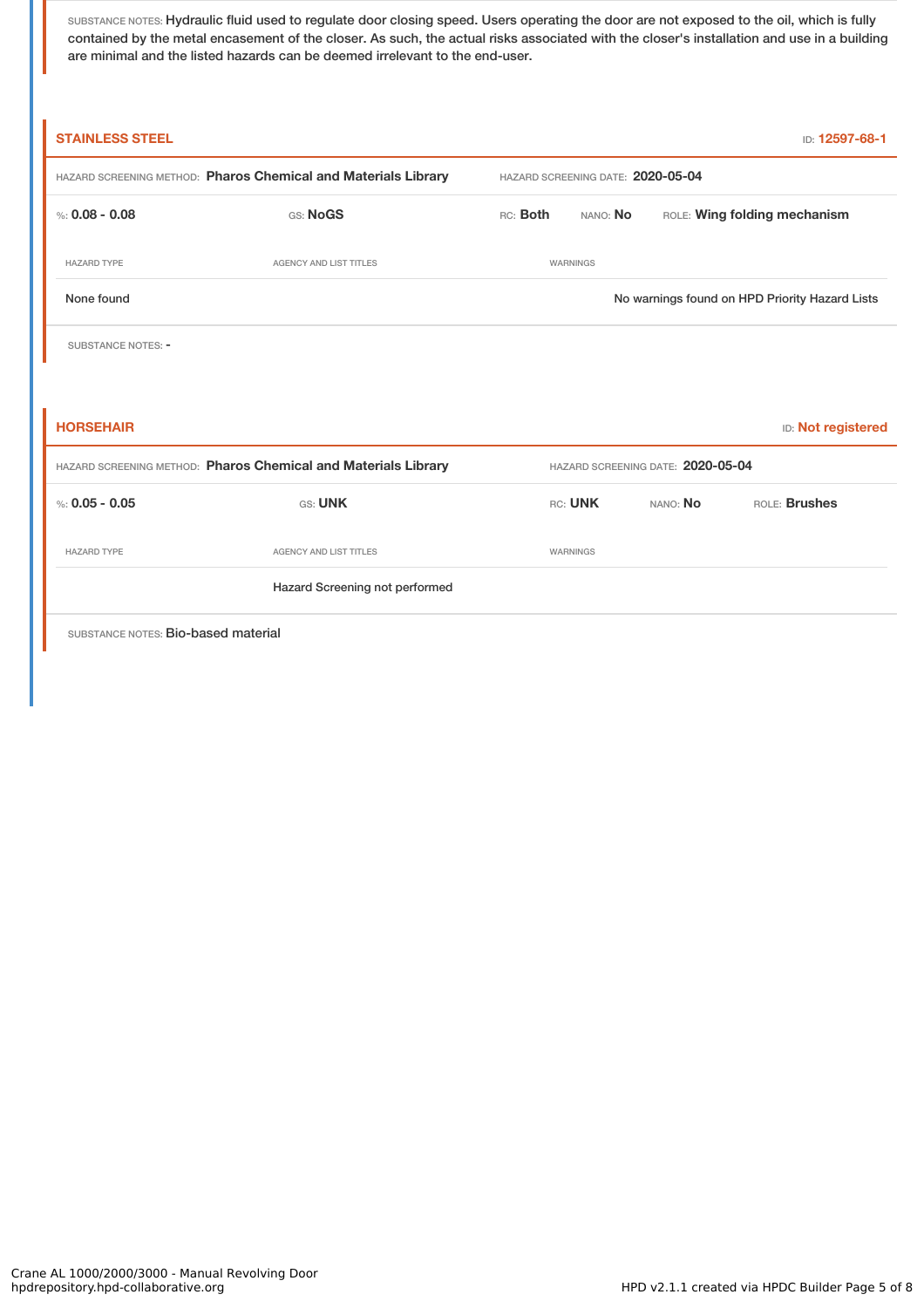SUBSTANCE NOTES: Hydraulic fluid used to regulate door closing speed. Users operating the door are not exposed to the oil, which is fully contained by the metal encasement of the closer. As such, the actual risks associated with the closer's installation and use in a building are minimal and the listed hazards can be deemed irrelevant to the end-user.

### STAINLESS STEEL

ID: 12597-68-1

HAZARD SCREENING METHOD: **Pharos Chemical and Materials Library** HAZARD SCREENING DATE: **2020-05-04**

%: **0.08 - 0.08** GS: **NoGS** RC: **Both** NANO: **No** ROLE: **Wing folding mechanism**

| HAZARD TYPE | AGENCY AND LIST TITLES | WARNINGS |
|---|---|---|
| None found | | No warnings found on HPD Priority Hazard Lists |

SUBSTANCE NOTES: -

### HORSEHAIR

ID: Not registered

HAZARD SCREENING METHOD: **Pharos Chemical and Materials Library** HAZARD SCREENING DATE: **2020-05-04**

%: **0.05 - 0.05** GS: **UNK** RC: **UNK** NANO: **No** ROLE: **Brushes**

| HAZARD TYPE | AGENCY AND LIST TITLES | WARNINGS |
|---|---|---|
| | Hazard Screening not performed | |

SUBSTANCE NOTES: Bio-based material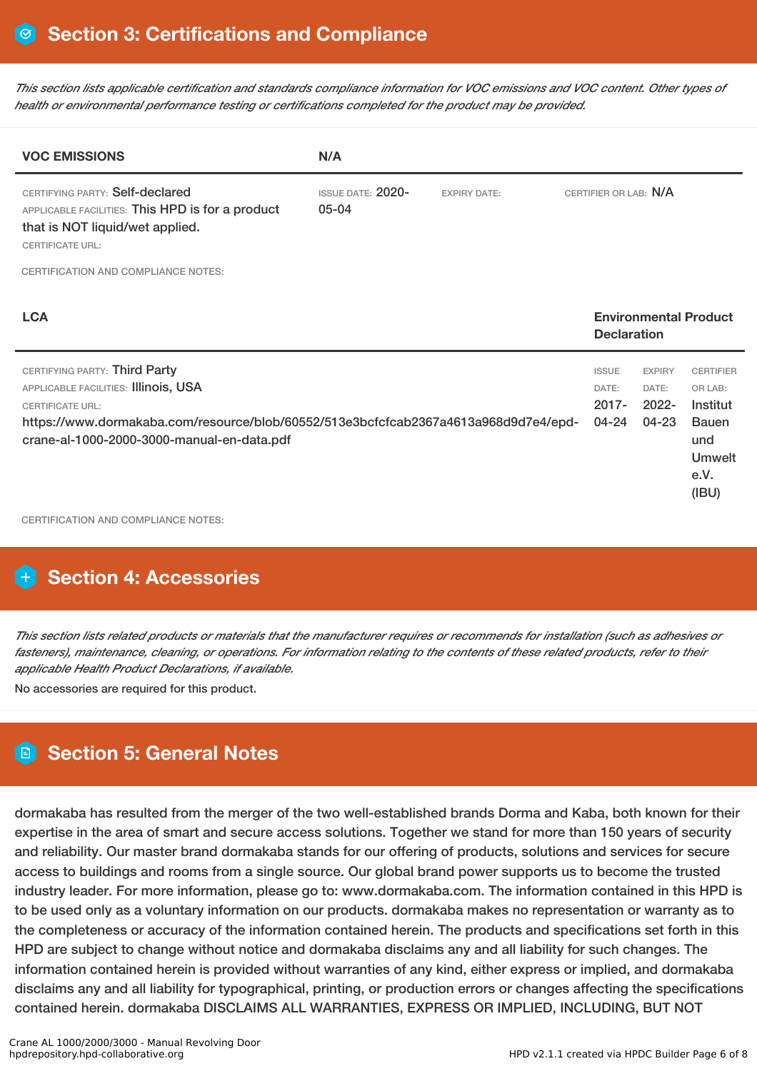# Section 3: Certifications and Compliance

*This section lists applicable certification and standards compliance information for VOC emissions and VOC content. Other types of health or environmental performance testing or certifications completed for the product may be provided.*

| VOC EMISSIONS | N/A | | |
|---|---|---|---|
| CERTIFYING PARTY: Self-declared<br>APPLICABLE FACILITIES: This HPD is for a product that is NOT liquid/wet applied.<br>CERTIFICATE URL: | ISSUE DATE: 2020-05-04 | EXPIRY DATE: | CERTIFIER OR LAB: N/A |

CERTIFICATION AND COMPLIANCE NOTES:

| LCA | Environmental Product Declaration | | |
|---|---|---|---|
| CERTIFYING PARTY: Third Party<br>APPLICABLE FACILITIES: Illinois, USA<br>CERTIFICATE URL:<br>https://www.dormakaba.com/resource/blob/60552/513e3bcfcfcab2367a4613a968d9d7e4/epd-crane-al-1000-2000-3000-manual-en-data.pdf | ISSUE DATE: 2017-04-24 | EXPIRY DATE: 2022-04-23 | CERTIFIER OR LAB: Institut Bauen und Umwelt e.V. (IBU) |

CERTIFICATION AND COMPLIANCE NOTES:

# Section 4: Accessories

*This section lists related products or materials that the manufacturer requires or recommends for installation (such as adhesives or fasteners), maintenance, cleaning, or operations. For information relating to the contents of these related products, refer to their applicable Health Product Declarations, if available.*

No accessories are required for this product.

# Section 5: General Notes

dormakaba has resulted from the merger of the two well-established brands Dorma and Kaba, both known for their expertise in the area of smart and secure access solutions. Together we stand for more than 150 years of security and reliability. Our master brand dormakaba stands for our offering of products, solutions and services for secure access to buildings and rooms from a single source. Our global brand power supports us to become the trusted industry leader. For more information, please go to: www.dormakaba.com. The information contained in this HPD is to be used only as a voluntary information on our products. dormakaba makes no representation or warranty as to the completeness or accuracy of the information contained herein. The products and specifications set forth in this HPD are subject to change without notice and dormakaba disclaims any and all liability for such changes. The information contained herein is provided without warranties of any kind, either express or implied, and dormakaba disclaims any and all liability for typographical, printing, or production errors or changes affecting the specifications contained herein. dormakaba DISCLAIMS ALL WARRANTIES, EXPRESS OR IMPLIED, INCLUDING, BUT NOT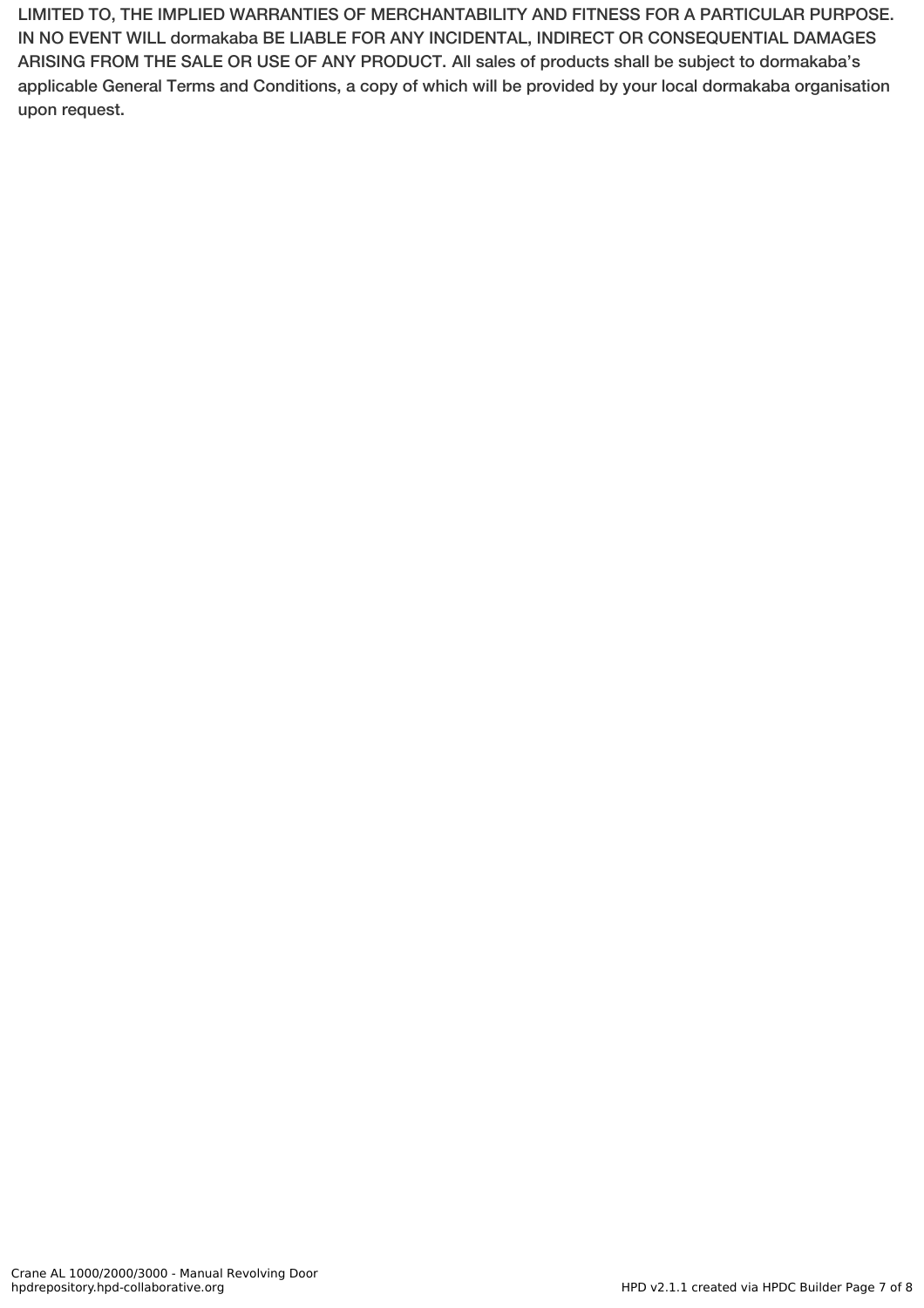**LIMITED TO, THE IMPLIED WARRANTIES OF MERCHANTABILITY AND FITNESS FOR A PARTICULAR PURPOSE. IN NO EVENT WILL dormakaba BE LIABLE FOR ANY INCIDENTAL, INDIRECT OR CONSEQUENTIAL DAMAGES ARISING FROM THE SALE OR USE OF ANY PRODUCT. All sales of products shall be subject to dormakaba's applicable General Terms and Conditions, a copy of which will be provided by your local dormakaba organisation upon request.**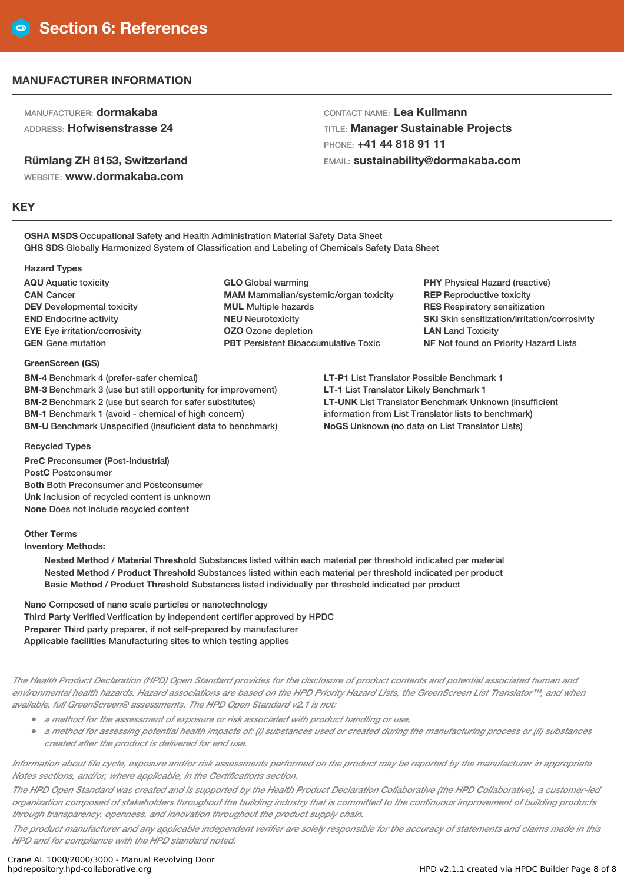# Section 6: References

## MANUFACTURER INFORMATION

MANUFACTURER: **dormakaba**
ADDRESS: **Hofwisenstrasse 24**

**Rümlang ZH 8153, Switzerland**
WEBSITE: **www.dormakaba.com**

CONTACT NAME: **Lea Kullmann**
TITLE: **Manager Sustainable Projects**
PHONE: **+41 44 818 91 11**
EMAIL: **sustainability@dormakaba.com**

## KEY

**OSHA MSDS** Occupational Safety and Health Administration Material Safety Data Sheet
**GHS SDS** Globally Harmonized System of Classification and Labeling of Chemicals Safety Data Sheet

**Hazard Types**

**AQU** Aquatic toxicity
**CAN** Cancer
**DEV** Developmental toxicity
**END** Endocrine activity
**EYE** Eye irritation/corrosivity
**GEN** Gene mutation
**GLO** Global warming
**MAM** Mammalian/systemic/organ toxicity
**MUL** Multiple hazards
**NEU** Neurotoxicity
**OZO** Ozone depletion
**PBT** Persistent Bioaccumulative Toxic
**PHY** Physical Hazard (reactive)
**REP** Reproductive toxicity
**RES** Respiratory sensitization
**SKI** Skin sensitization/irritation/corrosivity
**LAN** Land Toxicity
**NF** Not found on Priority Hazard Lists

**GreenScreen (GS)**

**BM-4** Benchmark 4 (prefer-safer chemical)
**BM-3** Benchmark 3 (use but still opportunity for improvement)
**BM-2** Benchmark 2 (use but search for safer substitutes)
**BM-1** Benchmark 1 (avoid - chemical of high concern)
**BM-U** Benchmark Unspecified (insuficient data to benchmark)
**LT-P1** List Translator Possible Benchmark 1
**LT-1** List Translator Likely Benchmark 1
**LT-UNK** List Translator Benchmark Unknown (insufficient information from List Translator lists to benchmark)
**NoGS** Unknown (no data on List Translator Lists)

**Recycled Types**

**PreC** Preconsumer (Post-Industrial)
**PostC** Postconsumer
**Both** Both Preconsumer and Postconsumer
**Unk** Inclusion of recycled content is unknown
**None** Does not include recycled content

**Other Terms**
**Inventory Methods:**

**Nested Method / Material Threshold** Substances listed within each material per threshold indicated per material
**Nested Method / Product Threshold** Substances listed within each material per threshold indicated per product
**Basic Method / Product Threshold** Substances listed individually per threshold indicated per product

**Nano** Composed of nano scale particles or nanotechnology
**Third Party Verified** Verification by independent certifier approved by HPDC
**Preparer** Third party preparer, if not self-prepared by manufacturer
**Applicable facilities** Manufacturing sites to which testing applies

*The Health Product Declaration (HPD) Open Standard provides for the disclosure of product contents and potential associated human and environmental health hazards. Hazard associations are based on the HPD Priority Hazard Lists, the GreenScreen List Translator™, and when available, full GreenScreen® assessments. The HPD Open Standard v2.1 is not:*

- *a method for the assessment of exposure or risk associated with product handling or use,*
- *a method for assessing potential health impacts of: (i) substances used or created during the manufacturing process or (ii) substances created after the product is delivered for end use.*

*Information about life cycle, exposure and/or risk assessments performed on the product may be reported by the manufacturer in appropriate Notes sections, and/or, where applicable, in the Certifications section.*

*The HPD Open Standard was created and is supported by the Health Product Declaration Collaborative (the HPD Collaborative), a customer-led organization composed of stakeholders throughout the building industry that is committed to the continuous improvement of building products through transparency, openness, and innovation throughout the product supply chain.*

*The product manufacturer and any applicable independent verifier are solely responsible for the accuracy of statements and claims made in this HPD and for compliance with the HPD standard noted.*